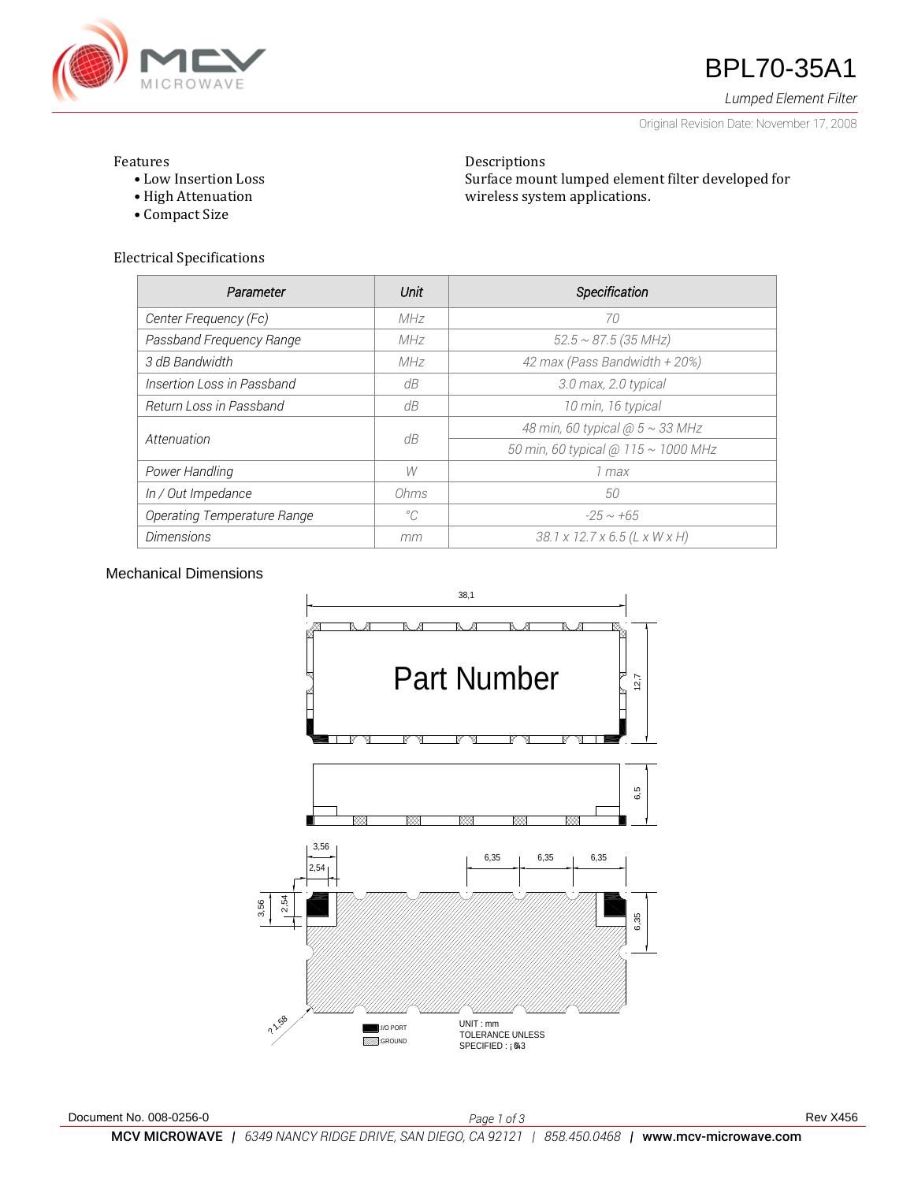# BPL70-35A1

*Lumped Element Filter*

Original Revision Date: November 17, 2008

Features
- Low Insertion Loss
- High Attenuation
- Compact Size

Descriptions

Surface mount lumped element filter developed for wireless system applications.

Electrical Specifications

| Parameter | Unit | Specification |
|---|---|---|
| Center Frequency (Fc) | MHz | 70 |
| Passband Frequency Range | MHz | 52.5 ~ 87.5 (35 MHz) |
| 3 dB Bandwidth | MHz | 42 max (Pass Bandwidth + 20%) |
| Insertion Loss in Passband | dB | 3.0 max, 2.0 typical |
| Return Loss in Passband | dB | 10 min, 16 typical |
| Attenuation | dB | 48 min, 60 typical @ 5 ~ 33 MHz |
| | | 50 min, 60 typical @ 115 ~ 1000 MHz |
| Power Handling | W | 1 max |
| In / Out Impedance | Ohms | 50 |
| Operating Temperature Range | °C | -25 ~ +65 |
| Dimensions | mm | 38.1 x 12.7 x 6.5 (L x W x H) |

Mechanical Dimensions

Part Number

38,1 — 12,7 — 6,5 — 3,56 — 2,54 — 6,35 — 6,35 — 6,35 — 3,56 — 2,54 — 6,35 — ?1,58

I/O PORT — GROUND

UNIT : mm
TOLERANCE UNLESS
SPECIFIED : ¡ 0.3

Document No. 008-0256-0

Rev X456

**MCV MICROWAVE** | *6349 NANCY RIDGE DRIVE, SAN DIEGO, CA 92121 | 858.450.0468* | **www.mcv-microwave.com**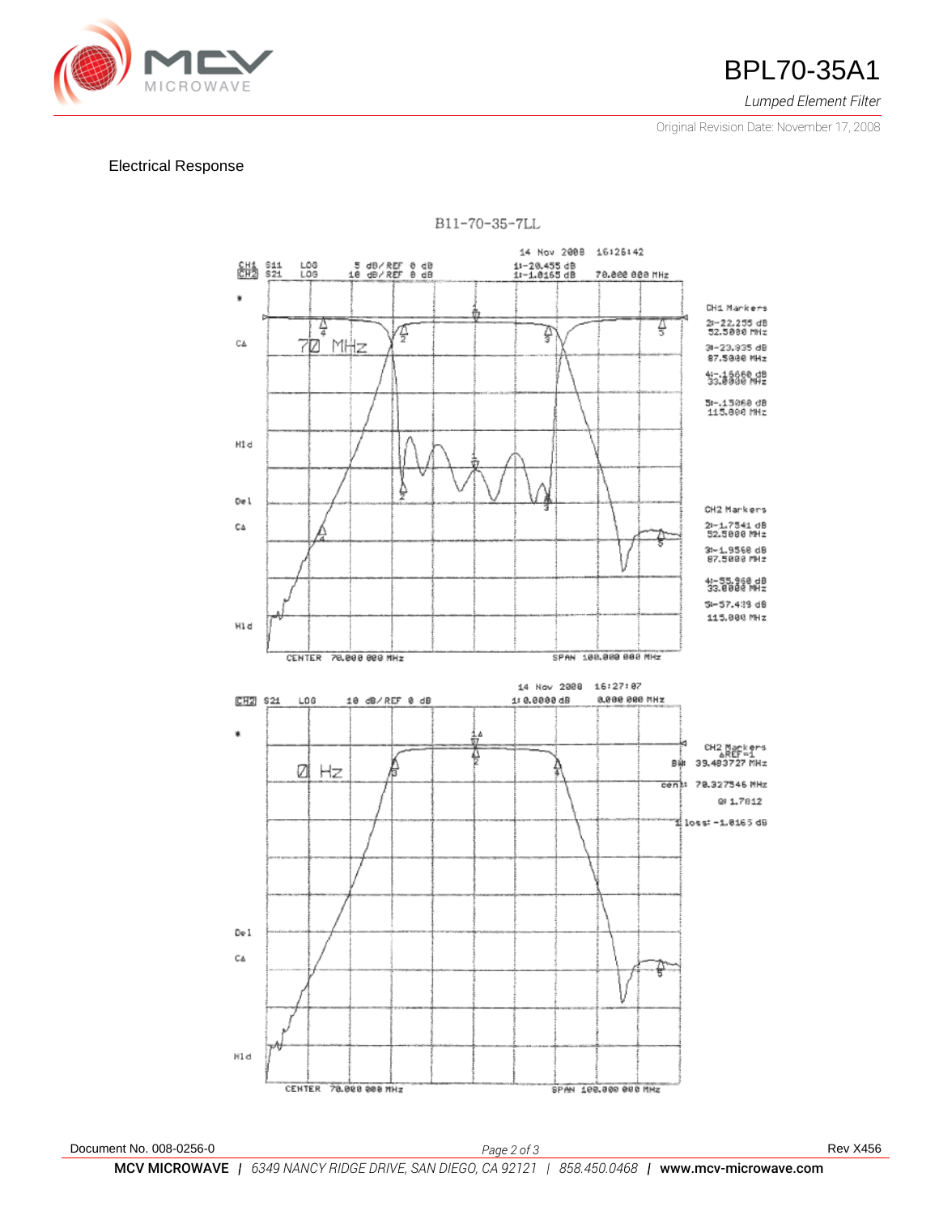## Electrical Response

B11-70-35-7LL

14 Nov 2008 16:26:42

CH1 S11 LOG 5 dB/ REF 0 dB 1:-20.455 dB
CH2 S21 LOG 10 dB/ REF 0 dB 1:-1.0165 dB 70.000 000 MHz

70 MHz

CH1 Markers
2:-22.255 dB 52.5000 MHz
3:-23.035 dB 87.5000 MHz
4:-.15660 dB 33.0000 MHz
5:-.15060 dB 115.000 MHz

CH2 Markers
2:-1.7541 dB 52.5000 MHz
3:-1.9560 dB 87.5000 MHz
4:-55.960 dB 33.0000 MHz
5:-57.439 dB 115.000 MHz

CENTER 70.000 000 MHz SPAN 100.000 000 MHz

14 Nov 2008 16:27:07

CH2 S21 LOG 10 dB/ REF 0 dB 1: 0.0000 dB 0.000 000 MHz

0 Hz

CH2 Markers ΔREF=1
BW: 39.403727 MHz
cent: 70.327546 MHz
Q: 1.7812
loss: -1.0165 dB

CENTER 70.000 000 MHz SPAN 100.000 000 MHz

Document No. 008-0256-0 Rev X456

**MCV MICROWAVE** | *6349 NANCY RIDGE DRIVE, SAN DIEGO, CA 92121* | *858.450.0468* | **www.mcv-microwave.com**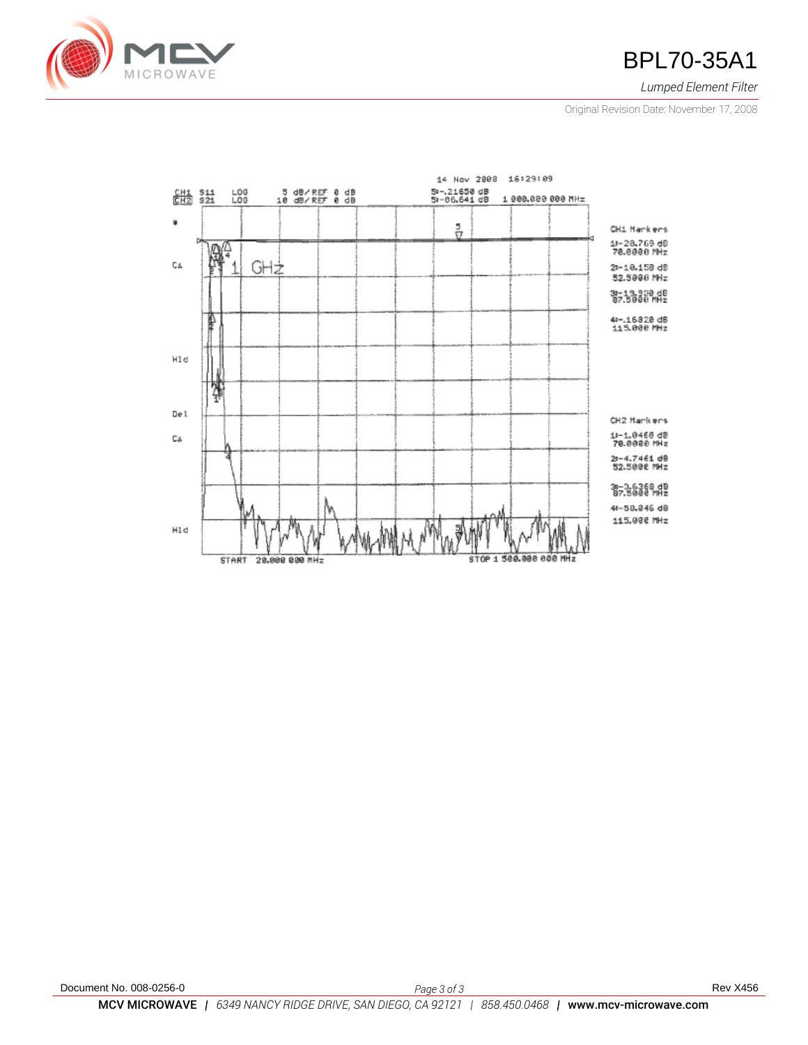# BPL70-35A1

*Lumped Element Filter*

Original Revision Date: November 17, 2008

14 Nov 2008 16:29:09

CH1 S11 LOG 5 dB/ REF 0 dB
CH2 S21 LOG 10 dB/ REF 0 dB

5:-.21650 dB
5:-86.641 dB 1 000.000 000 MHz

1 GHz

START 20.000 000 MHz STOP 1 500.000 000 MHz

CH1 Markers
1:-20.769 dB 70.0000 MHz
2:-10.158 dB 52.5000 MHz
3:-13.930 dB 87.5000 MHz
4:-.16820 dB 115.000 MHz

CH2 Markers
1:-1.0460 dB 70.0000 MHz
2:-4.7461 dB 52.5000 MHz
3:-3.6360 dB 87.5000 MHz
4:-50.046 dB 115.000 MHz

Document No. 008-0256-0 Rev X456

**MCV MICROWAVE** | *6349 NANCY RIDGE DRIVE, SAN DIEGO, CA 92121* | *858.450.0468* | **www.mcv-microwave.com**